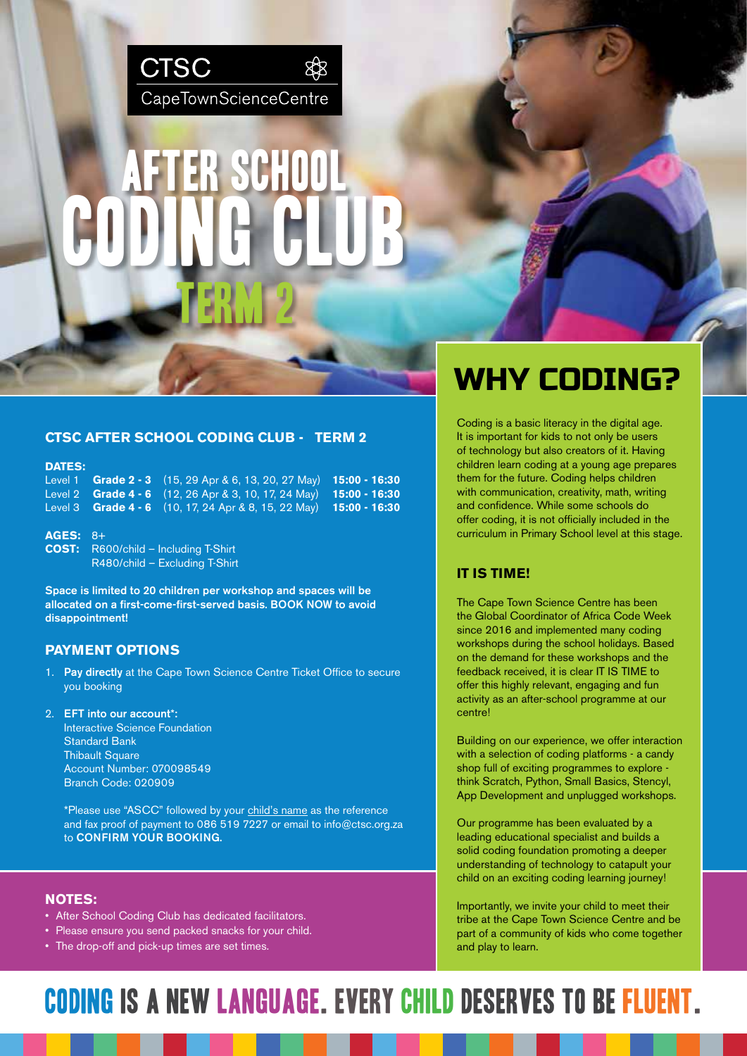CTSC

CapeTownScienceCentre

# AFTER SCHOOL CODING CLUB TERM 2

## CTSC AFTER SCHOOL CODING CLUB - TERM 2

**DATES:**

| | | | |
|---|---|---|---|
| Level 1 | **Grade 2 - 3** | (15, 29 Apr & 6, 13, 20, 27 May) | **15:00 - 16:30** |
| Level 2 | **Grade 4 - 6** | (12, 26 Apr & 3, 10, 17, 24 May) | **15:00 - 16:30** |
| Level 3 | **Grade 4 - 6** | (10, 17, 24 Apr & 8, 15, 22 May) | **15:00 - 16:30** |

**AGES:** 8+

**COST:** R600/child – Including T-Shirt
R480/child – Excluding T-Shirt

**Space is limited to 20 children per workshop and spaces will be allocated on a first-come-first-served basis. BOOK NOW to avoid disappointment!**

### PAYMENT OPTIONS

1. **Pay directly** at the Cape Town Science Centre Ticket Office to secure you booking
2. **EFT into our account*:**
   Interactive Science Foundation
   Standard Bank
   Thibault Square
   Account Number: 070098549
   Branch Code: 020909

   *Please use "ASCC" followed by your child's name as the reference and fax proof of payment to 086 519 7227 or email to info@ctsc.org.za to **CONFIRM YOUR BOOKING.**

### NOTES:

- After School Coding Club has dedicated facilitators.
- Please ensure you send packed snacks for your child.
- The drop-off and pick-up times are set times.

## WHY CODING?

Coding is a basic literacy in the digital age. It is important for kids to not only be users of technology but also creators of it. Having children learn coding at a young age prepares them for the future. Coding helps children with communication, creativity, math, writing and confidence. While some schools do offer coding, it is not officially included in the curriculum in Primary School level at this stage.

### IT IS TIME!

The Cape Town Science Centre has been the Global Coordinator of Africa Code Week since 2016 and implemented many coding workshops during the school holidays. Based on the demand for these workshops and the feedback received, it is clear IT IS TIME to offer this highly relevant, engaging and fun activity as an after-school programme at our centre!

Building on our experience, we offer interaction with a selection of coding platforms - a candy shop full of exciting programmes to explore - think Scratch, Python, Small Basics, Stencyl, App Development and unplugged workshops.

Our programme has been evaluated by a leading educational specialist and builds a solid coding foundation promoting a deeper understanding of technology to catapult your child on an exciting coding learning journey!

Importantly, we invite your child to meet their tribe at the Cape Town Science Centre and be part of a community of kids who come together and play to learn.

## CODING IS A NEW LANGUAGE. EVERY CHILD DESERVES TO BE FLUENT.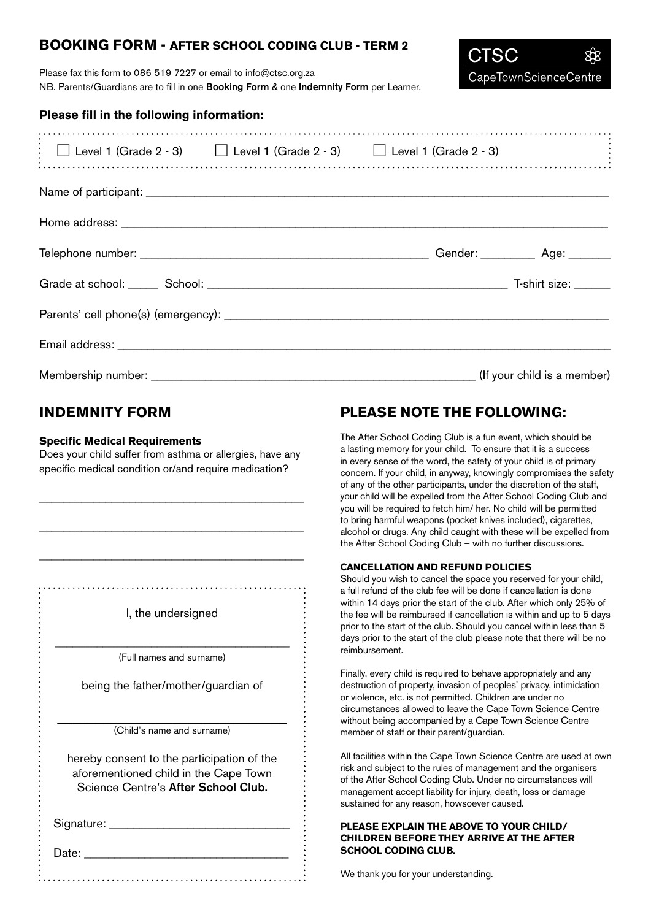# BOOKING FORM - AFTER SCHOOL CODING CLUB - TERM 2

Please fax this form to 086 519 7227 or email to info@ctsc.org.za
NB. Parents/Guardians are to fill in one **Booking Form** & one **Indemnity Form** per Learner.

CTSC
CapeTownScienceCentre

**Please fill in the following information:**

☐ Level 1 (Grade 2 - 3) ☐ Level 1 (Grade 2 - 3) ☐ Level 1 (Grade 2 - 3)

Name of participant: ______________________________

Home address: ______________________________

Telephone number: ______________________________ Gender: ________ Age: ______

Grade at school: _____ School: ______________________________ T-shirt size: ______

Parents' cell phone(s) (emergency): ______________________________

Email address: ______________________________

Membership number: ______________________________ (If your child is a member)

## INDEMNITY FORM

**Specific Medical Requirements**

Does your child suffer from asthma or allergies, have any specific medical condition or/and require medication?

______________________________

______________________________

______________________________

I, the undersigned

______________________________
(Full names and surname)

being the father/mother/guardian of

______________________________
(Child's name and surname)

hereby consent to the participation of the aforementioned child in the Cape Town Science Centre's **After School Club.**

Signature: ______________________________

Date: ______________________________

## PLEASE NOTE THE FOLLOWING:

The After School Coding Club is a fun event, which should be a lasting memory for your child. To ensure that it is a success in every sense of the word, the safety of your child is of primary concern. If your child, in anyway, knowingly compromises the safety of any of the other participants, under the discretion of the staff, your child will be expelled from the After School Coding Club and you will be required to fetch him/ her. No child will be permitted to bring harmful weapons (pocket knives included), cigarettes, alcohol or drugs. Any child caught with these will be expelled from the After School Coding Club – with no further discussions.

### CANCELLATION AND REFUND POLICIES

Should you wish to cancel the space you reserved for your child, a full refund of the club fee will be done if cancellation is done within 14 days prior the start of the club. After which only 25% of the fee will be reimbursed if cancellation is within and up to 5 days prior to the start of the club. Should you cancel within less than 5 days prior to the start of the club please note that there will be no reimbursement.

Finally, every child is required to behave appropriately and any destruction of property, invasion of peoples' privacy, intimidation or violence, etc. is not permitted. Children are under no circumstances allowed to leave the Cape Town Science Centre without being accompanied by a Cape Town Science Centre member of staff or their parent/guardian.

All facilities within the Cape Town Science Centre are used at own risk and subject to the rules of management and the organisers of the After School Coding Club. Under no circumstances will management accept liability for injury, death, loss or damage sustained for any reason, howsoever caused.

**PLEASE EXPLAIN THE ABOVE TO YOUR CHILD/ CHILDREN BEFORE THEY ARRIVE AT THE AFTER SCHOOL CODING CLUB.**

We thank you for your understanding.